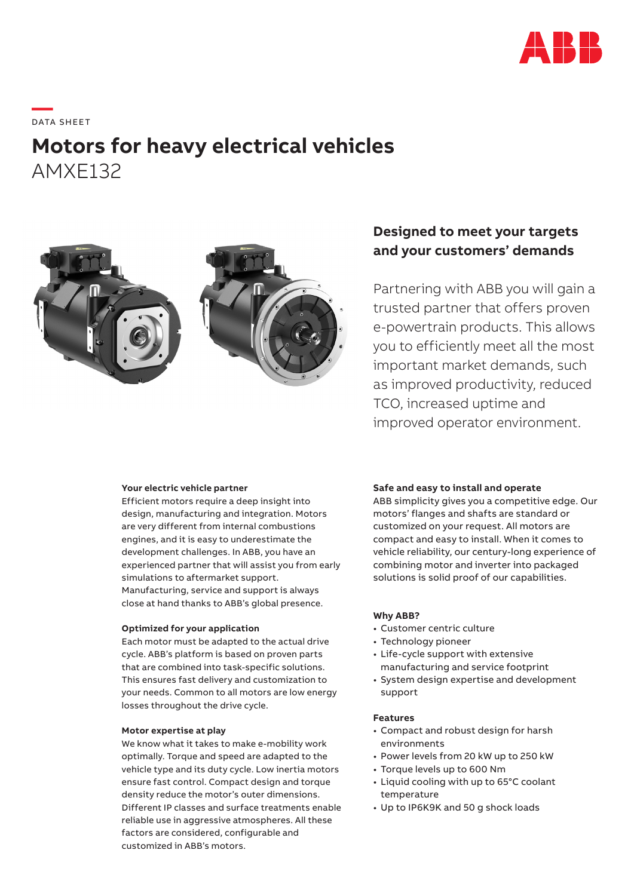DATA SHEET

# Motors for heavy electrical vehicles

AMXE132

## Designed to meet your targets and your customers' demands

Partnering with ABB you will gain a trusted partner that offers proven e-powertrain products. This allows you to efficiently meet all the most important market demands, such as improved productivity, reduced TCO, increased uptime and improved operator environment.

**Your electric vehicle partner**

Efficient motors require a deep insight into design, manufacturing and integration. Motors are very different from internal combustions engines, and it is easy to underestimate the development challenges. In ABB, you have an experienced partner that will assist you from early simulations to aftermarket support. Manufacturing, service and support is always close at hand thanks to ABB's global presence.

**Optimized for your application**

Each motor must be adapted to the actual drive cycle. ABB's platform is based on proven parts that are combined into task-specific solutions. This ensures fast delivery and customization to your needs. Common to all motors are low energy losses throughout the drive cycle.

**Motor expertise at play**

We know what it takes to make e-mobility work optimally. Torque and speed are adapted to the vehicle type and its duty cycle. Low inertia motors ensure fast control. Compact design and torque density reduce the motor's outer dimensions. Different IP classes and surface treatments enable reliable use in aggressive atmospheres. All these factors are considered, configurable and customized in ABB's motors.

**Safe and easy to install and operate**

ABB simplicity gives you a competitive edge. Our motors' flanges and shafts are standard or customized on your request. All motors are compact and easy to install. When it comes to vehicle reliability, our century-long experience of combining motor and inverter into packaged solutions is solid proof of our capabilities.

**Why ABB?**

- Customer centric culture
- Technology pioneer
- Life-cycle support with extensive manufacturing and service footprint
- System design expertise and development support

**Features**

- Compact and robust design for harsh environments
- Power levels from 20 kW up to 250 kW
- Torque levels up to 600 Nm
- Liquid cooling with up to 65°C coolant temperature
- Up to IP6K9K and 50 g shock loads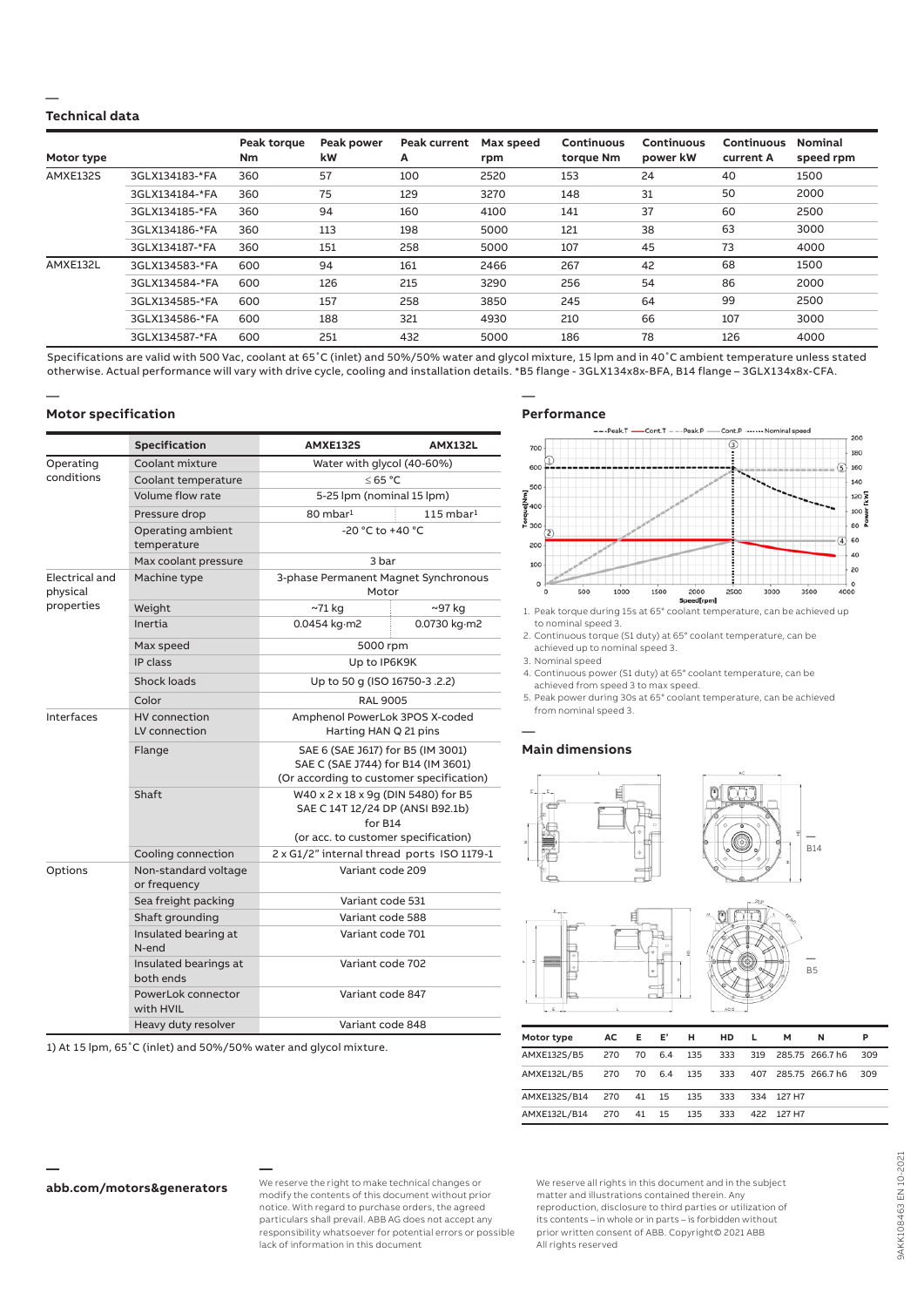## Technical data

| Motor type | | Peak torque Nm | Peak power kW | Peak current A | Max speed rpm | Continuous torque Nm | Continuous power kW | Continuous current A | Nominal speed rpm |
|---|---|---|---|---|---|---|---|---|---|
| AMXE132S | 3GLX134183-*FA | 360 | 57 | 100 | 2520 | 153 | 24 | 40 | 1500 |
| | 3GLX134184-*FA | 360 | 75 | 129 | 3270 | 148 | 31 | 50 | 2000 |
| | 3GLX134185-*FA | 360 | 94 | 160 | 4100 | 141 | 37 | 60 | 2500 |
| | 3GLX134186-*FA | 360 | 113 | 198 | 5000 | 121 | 38 | 63 | 3000 |
| | 3GLX134187-*FA | 360 | 151 | 258 | 5000 | 107 | 45 | 73 | 4000 |
| AMXE132L | 3GLX134583-*FA | 600 | 94 | 161 | 2466 | 267 | 42 | 68 | 1500 |
| | 3GLX134584-*FA | 600 | 126 | 215 | 3290 | 256 | 54 | 86 | 2000 |
| | 3GLX134585-*FA | 600 | 157 | 258 | 3850 | 245 | 64 | 99 | 2500 |
| | 3GLX134586-*FA | 600 | 188 | 321 | 4930 | 210 | 66 | 107 | 3000 |
| | 3GLX134587-*FA | 600 | 251 | 432 | 5000 | 186 | 78 | 126 | 4000 |

Specifications are valid with 500 Vac, coolant at 65˚C (inlet) and 50%/50% water and glycol mixture, 15 lpm and in 40˚C ambient temperature unless stated otherwise. Actual performance will vary with drive cycle, cooling and installation details. *B5 flange - 3GLX134x8x-BFA, B14 flange – 3GLX134x8x-CFA.

## Motor specification

| | Specification | AMXE132S | AMX132L |
|---|---|---|---|
| Operating conditions | Coolant mixture | Water with glycol (40-60%) | |
| | Coolant temperature | ≤ 65 °C | |
| | Volume flow rate | 5-25 lpm (nominal 15 lpm) | |
| | Pressure drop | 80 mbar[1] | 115 mbar[1] |
| | Operating ambient temperature | -20 °C to +40 °C | |
| | Max coolant pressure | 3 bar | |
| Electrical and physical properties | Machine type | 3-phase Permanent Magnet Synchronous Motor | |
| | Weight | ~71 kg | ~97 kg |
| | Inertia | 0.0454 kg·m2 | 0.0730 kg·m2 |
| | Max speed | 5000 rpm | |
| | IP class | Up to IP6K9K | |
| | Shock loads | Up to 50 g (ISO 16750-3 .2.2) | |
| | Color | RAL 9005 | |
| Interfaces | HV connection LV connection | Amphenol PowerLok 3POS X-coded Harting HAN Q 21 pins | |
| | Flange | SAE 6 (SAE J617) for B5 (IM 3001) SAE C (SAE J744) for B14 (IM 3601) (Or according to customer specification) | |
| | Shaft | W40 x 2 x 18 x 9g (DIN 5480) for B5 SAE C 14T 12/24 DP (ANSI B92.1b) for B14 (or acc. to customer specification) | |
| | Cooling connection | 2 x G1/2" internal thread ports ISO 1179-1 | |
| Options | Non-standard voltage or frequency | Variant code 209 | |
| | Sea freight packing | Variant code 531 | |
| | Shaft grounding | Variant code 588 | |
| | Insulated bearing at N-end | Variant code 701 | |
| | Insulated bearings at both ends | Variant code 702 | |
| | PowerLok connector with HVIL | Variant code 847 | |
| | Heavy duty resolver | Variant code 848 | |

1) At 15 lpm, 65˚C (inlet) and 50%/50% water and glycol mixture.

## Performance

Peak.T — Cont.T — Peak.P — Cont.P — Nominal speed

Torque[Nm] 0 100 200 300 400 500 600 700

Power [kW] 0 20 40 60 80 100 120 140 160 180 200

Speed[rpm] 0 500 1000 1500 2000 2500 3000 3500 4000

1. Peak torque during 15s at 65° coolant temperature, can be achieved up to nominal speed 3.
2. Continuous torque (S1 duty) at 65° coolant temperature, can be achieved up to nominal speed 3.
3. Nominal speed
4. Continuous power (S1 duty) at 65° coolant temperature, can be achieved from speed 3 to max speed.
5. Peak power during 30s at 65° coolant temperature, can be achieved from nominal speed 3.

## Main dimensions

B14

B5

| Motor type | AC | E | E' | H | HD | L | M | N | P |
|---|---|---|---|---|---|---|---|---|---|
| AMXE132S/B5 | 270 | 70 | 6.4 | 135 | 333 | 319 | 285.75 | 266.7 h6 | 309 |
| AMXE132L/B5 | 270 | 70 | 6.4 | 135 | 333 | 407 | 285.75 | 266.7 h6 | 309 |
| AMXE132S/B14 | 270 | 41 | 15 | 135 | 333 | 334 | 127 H7 | | |
| AMXE132L/B14 | 270 | 41 | 15 | 135 | 333 | 422 | 127 H7 | | |

abb.com/motors&generators

We reserve the right to make technical changes or modify the contents of this document without prior notice. With regard to purchase orders, the agreed particulars shall prevail. ABB AG does not accept any responsibility whatsoever for potential errors or possible lack of information in this document

We reserve all rights in this document and in the subject matter and illustrations contained therein. Any reproduction, disclosure to third parties or utilization of its contents – in whole or in parts – is forbidden without prior written consent of ABB. Copyright© 2021 ABB All rights reserved

9AKK108463 EN 10-2021